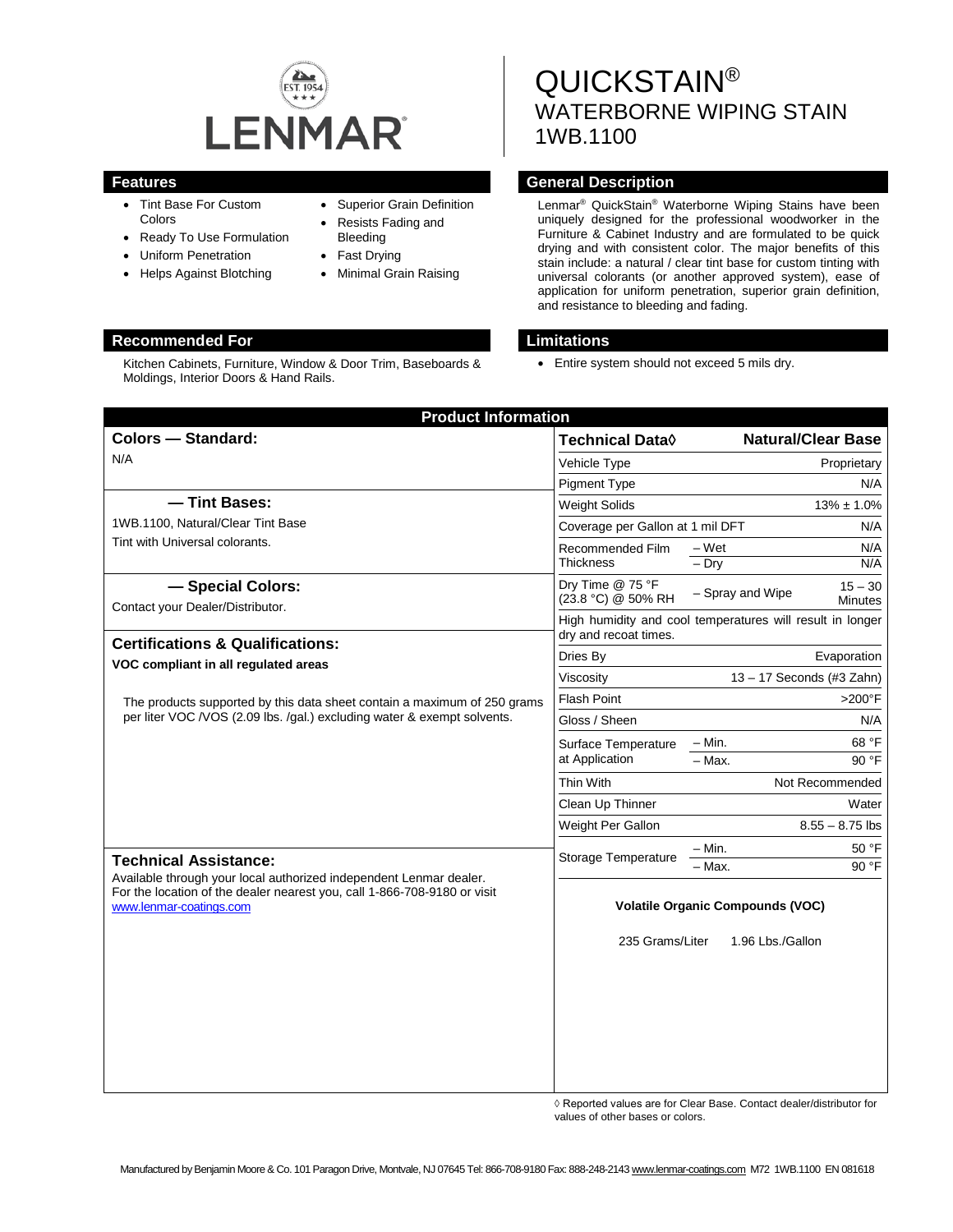# QUICKSTAIN®
## WATERBORNE WIPING STAIN
## 1WB.1100

## Features

- Tint Base For Custom Colors
- Ready To Use Formulation
- Uniform Penetration
- Helps Against Blotching
- Superior Grain Definition
- Resists Fading and Bleeding
- Fast Drying
- Minimal Grain Raising

## General Description

Lenmar® QuickStain® Waterborne Wiping Stains have been uniquely designed for the professional woodworker in the Furniture & Cabinet Industry and are formulated to be quick drying and with consistent color. The major benefits of this stain include: a natural / clear tint base for custom tinting with universal colorants (or another approved system), ease of application for uniform penetration, superior grain definition, and resistance to bleeding and fading.

## Recommended For

Kitchen Cabinets, Furniture, Window & Door Trim, Baseboards & Moldings, Interior Doors & Hand Rails.

## Limitations

- Entire system should not exceed 5 mils dry.

## Product Information

### Colors — Standard:

N/A

### — Tint Bases:

1WB.1100, Natural/Clear Tint Base

Tint with Universal colorants.

### — Special Colors:

Contact your Dealer/Distributor.

### Certifications & Qualifications:

**VOC compliant in all regulated areas**

The products supported by this data sheet contain a maximum of 250 grams per liter VOC /VOS (2.09 lbs. /gal.) excluding water & exempt solvents.

### Technical Assistance:

Available through your local authorized independent Lenmar dealer. For the location of the dealer nearest you, call 1-866-708-9180 or visit www.lenmar-coatings.com

| Technical Data◊ | | Natural/Clear Base |
|---|---|---|
| Vehicle Type | | Proprietary |
| Pigment Type | | N/A |
| Weight Solids | | 13% ± 1.0% |
| Coverage per Gallon at 1 mil DFT | | N/A |
| Recommended Film Thickness | – Wet | N/A |
| | – Dry | N/A |
| Dry Time @ 75 °F (23.8 °C) @ 50% RH | – Spray and Wipe | 15 – 30 Minutes |
| High humidity and cool temperatures will result in longer dry and recoat times. | | |
| Dries By | | Evaporation |
| Viscosity | | 13 – 17 Seconds (#3 Zahn) |
| Flash Point | | >200°F |
| Gloss / Sheen | | N/A |
| Surface Temperature at Application | – Min. | 68 °F |
| | – Max. | 90 °F |
| Thin With | | Not Recommended |
| Clean Up Thinner | | Water |
| Weight Per Gallon | | 8.55 – 8.75 lbs |
| Storage Temperature | – Min. | 50 °F |
| | – Max. | 90 °F |

**Volatile Organic Compounds (VOC)**

235 Grams/Liter 1.96 Lbs./Gallon

◊ Reported values are for Clear Base. Contact dealer/distributor for values of other bases or colors.

Manufactured by Benjamin Moore & Co. 101 Paragon Drive, Montvale, NJ 07645 Tel: 866-708-9180 Fax: 888-248-2143 www.lenmar-coatings.com M72 1WB.1100 EN 081618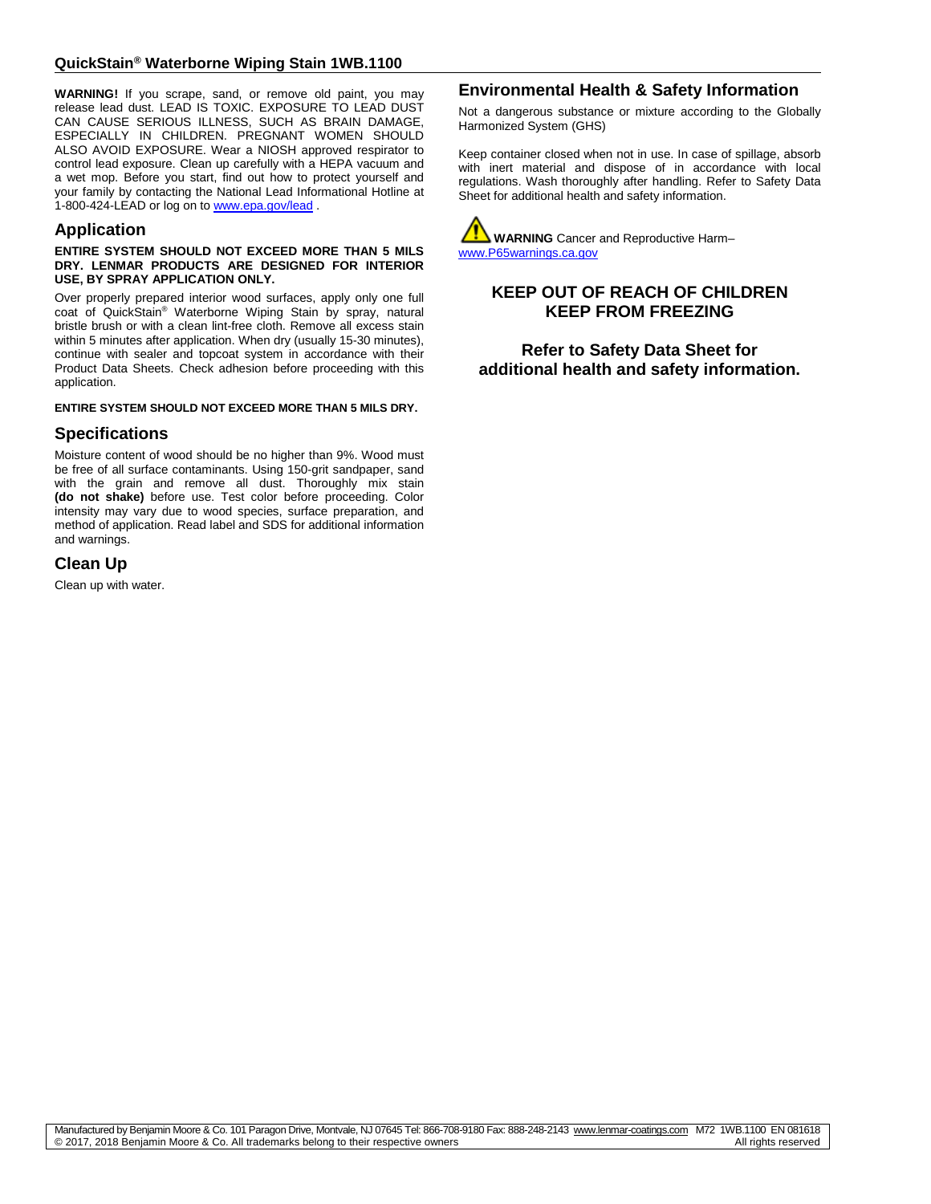**QuickStain® Waterborne Wiping Stain 1WB.1100**

**WARNING!** If you scrape, sand, or remove old paint, you may release lead dust. LEAD IS TOXIC. EXPOSURE TO LEAD DUST CAN CAUSE SERIOUS ILLNESS, SUCH AS BRAIN DAMAGE, ESPECIALLY IN CHILDREN. PREGNANT WOMEN SHOULD ALSO AVOID EXPOSURE. Wear a NIOSH approved respirator to control lead exposure. Clean up carefully with a HEPA vacuum and a wet mop. Before you start, find out how to protect yourself and your family by contacting the National Lead Informational Hotline at 1-800-424-LEAD or log on to www.epa.gov/lead .

## Application

**ENTIRE SYSTEM SHOULD NOT EXCEED MORE THAN 5 MILS DRY. LENMAR PRODUCTS ARE DESIGNED FOR INTERIOR USE, BY SPRAY APPLICATION ONLY.**

Over properly prepared interior wood surfaces, apply only one full coat of QuickStain® Waterborne Wiping Stain by spray, natural bristle brush or with a clean lint-free cloth. Remove all excess stain within 5 minutes after application. When dry (usually 15-30 minutes), continue with sealer and topcoat system in accordance with their Product Data Sheets. Check adhesion before proceeding with this application.

**ENTIRE SYSTEM SHOULD NOT EXCEED MORE THAN 5 MILS DRY.**

## Specifications

Moisture content of wood should be no higher than 9%. Wood must be free of all surface contaminants. Using 150-grit sandpaper, sand with the grain and remove all dust. Thoroughly mix stain **(do not shake)** before use. Test color before proceeding. Color intensity may vary due to wood species, surface preparation, and method of application. Read label and SDS for additional information and warnings.

## Clean Up

Clean up with water.

## Environmental Health & Safety Information

Not a dangerous substance or mixture according to the Globally Harmonized System (GHS)

Keep container closed when not in use. In case of spillage, absorb with inert material and dispose of in accordance with local regulations. Wash thoroughly after handling. Refer to Safety Data Sheet for additional health and safety information.

**WARNING** Cancer and Reproductive Harm– www.P65warnings.ca.gov

**KEEP OUT OF REACH OF CHILDREN**
**KEEP FROM FREEZING**

**Refer to Safety Data Sheet for additional health and safety information.**

Manufactured by Benjamin Moore & Co. 101 Paragon Drive, Montvale, NJ 07645 Tel: 866-708-9180 Fax: 888-248-2143 www.lenmar-coatings.com M72 1WB.1100 EN 081618
© 2017, 2018 Benjamin Moore & Co. All trademarks belong to their respective owners All rights reserved